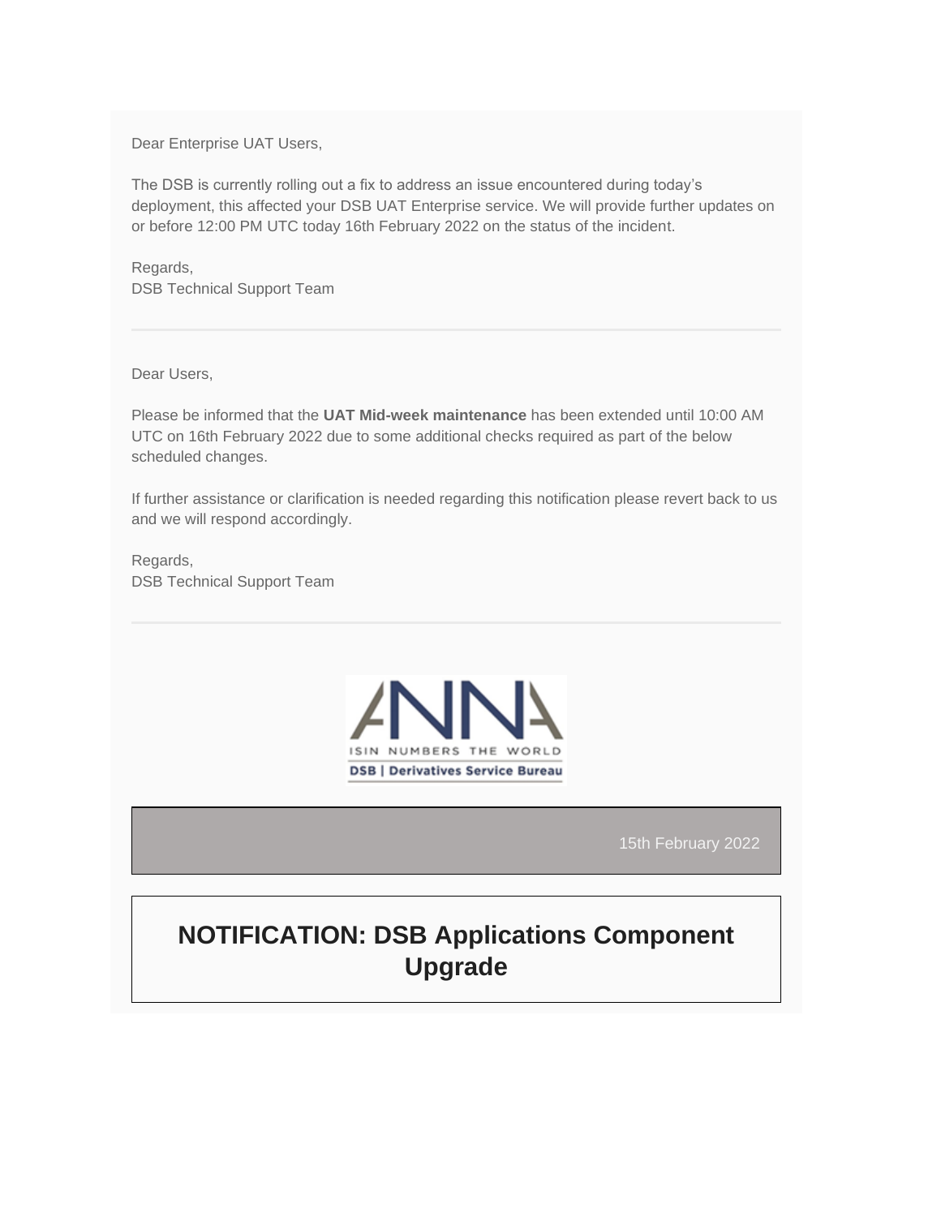Dear Enterprise UAT Users,

The DSB is currently rolling out a fix to address an issue encountered during today's deployment, this affected your DSB UAT Enterprise service. We will provide further updates on or before 12:00 PM UTC today 16th February 2022 on the status of the incident.

Regards,
DSB Technical Support Team

---

Dear Users,

Please be informed that the **UAT Mid-week maintenance** has been extended until 10:00 AM UTC on 16th February 2022 due to some additional checks required as part of the below scheduled changes.

If further assistance or clarification is needed regarding this notification please revert back to us and we will respond accordingly.

Regards,
DSB Technical Support Team

---

ANNA
ISIN NUMBERS THE WORLD
DSB | Derivatives Service Bureau

15th February 2022

# NOTIFICATION: DSB Applications Component Upgrade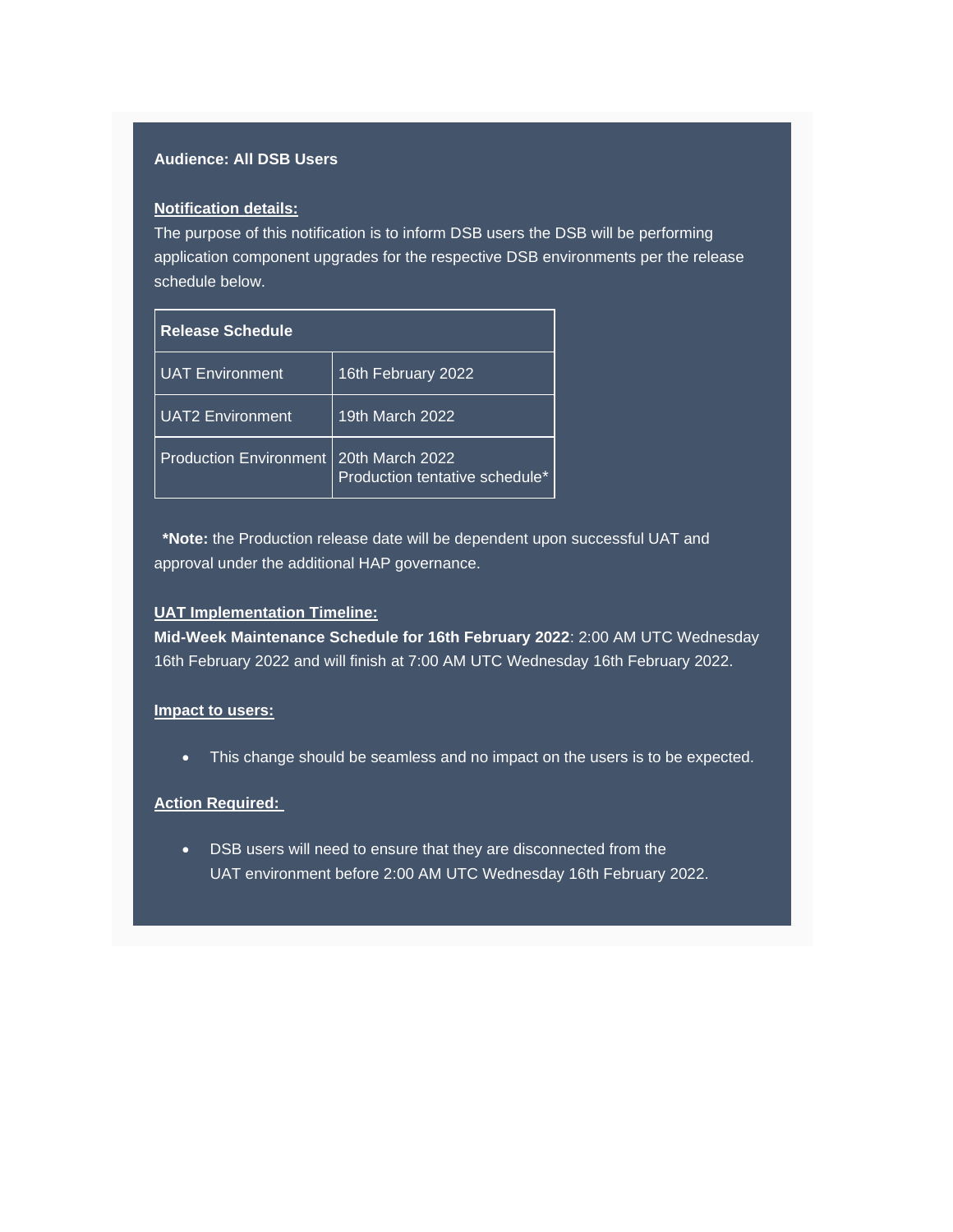**Audience: All DSB Users**

**Notification details:**

The purpose of this notification is to inform DSB users the DSB will be performing application component upgrades for the respective DSB environments per the release schedule below.

| **Release Schedule** | |
|---|---|
| UAT Environment | 16th February 2022 |
| UAT2 Environment | 19th March 2022 |
| Production Environment | 20th March 2022<br>Production tentative schedule* |

**\*Note:** the Production release date will be dependent upon successful UAT and approval under the additional HAP governance.

**UAT Implementation Timeline:**

**Mid-Week Maintenance Schedule for 16th February 2022**: 2:00 AM UTC Wednesday 16th February 2022 and will finish at 7:00 AM UTC Wednesday 16th February 2022.

**Impact to users:**

- This change should be seamless and no impact on the users is to be expected.

**Action Required:**

- DSB users will need to ensure that they are disconnected from the UAT environment before 2:00 AM UTC Wednesday 16th February 2022.